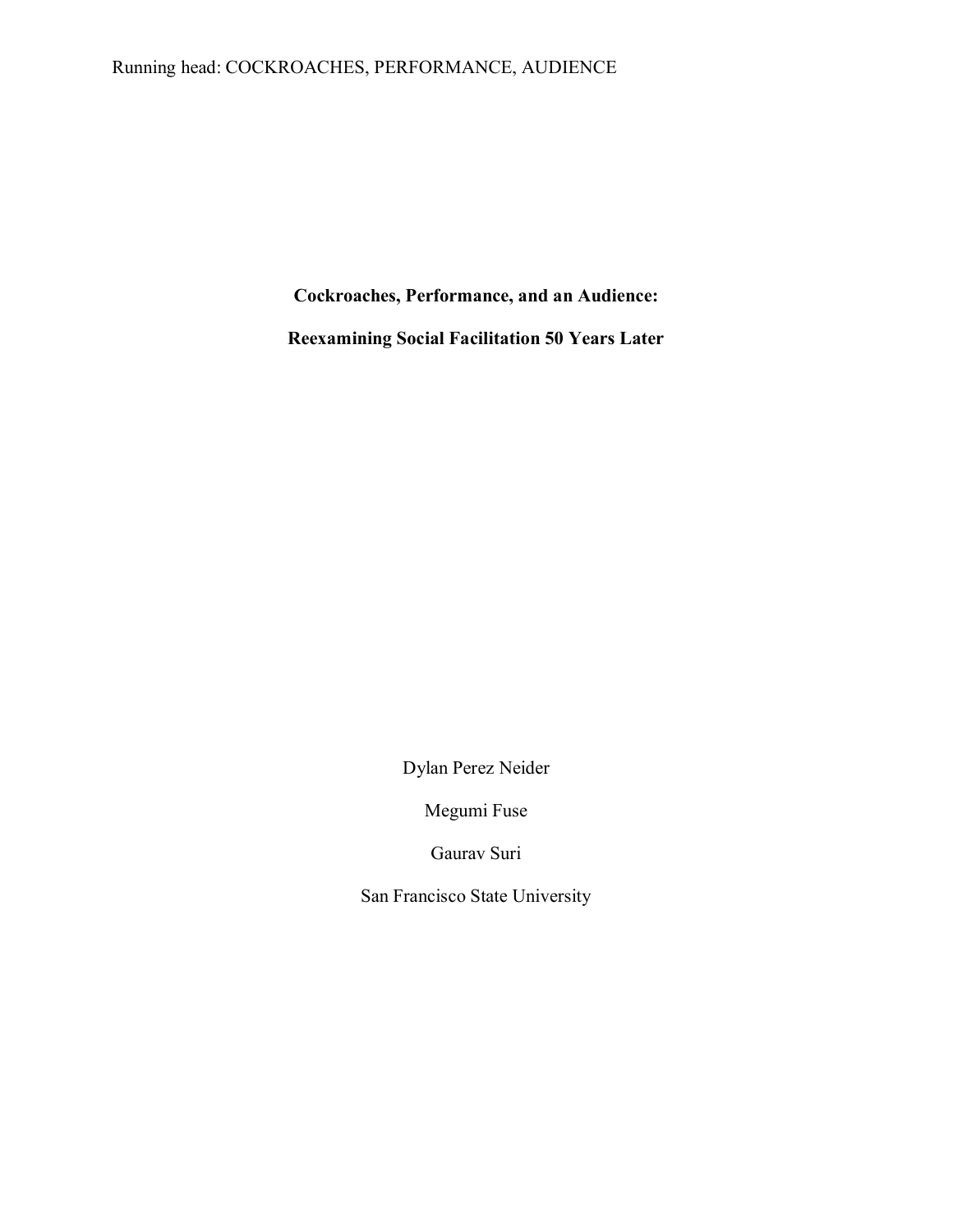# Cockroaches, Performance, and an Audience:

# Reexamining Social Facilitation 50 Years Later

Dylan Perez Neider

Megumi Fuse

Gaurav Suri

San Francisco State University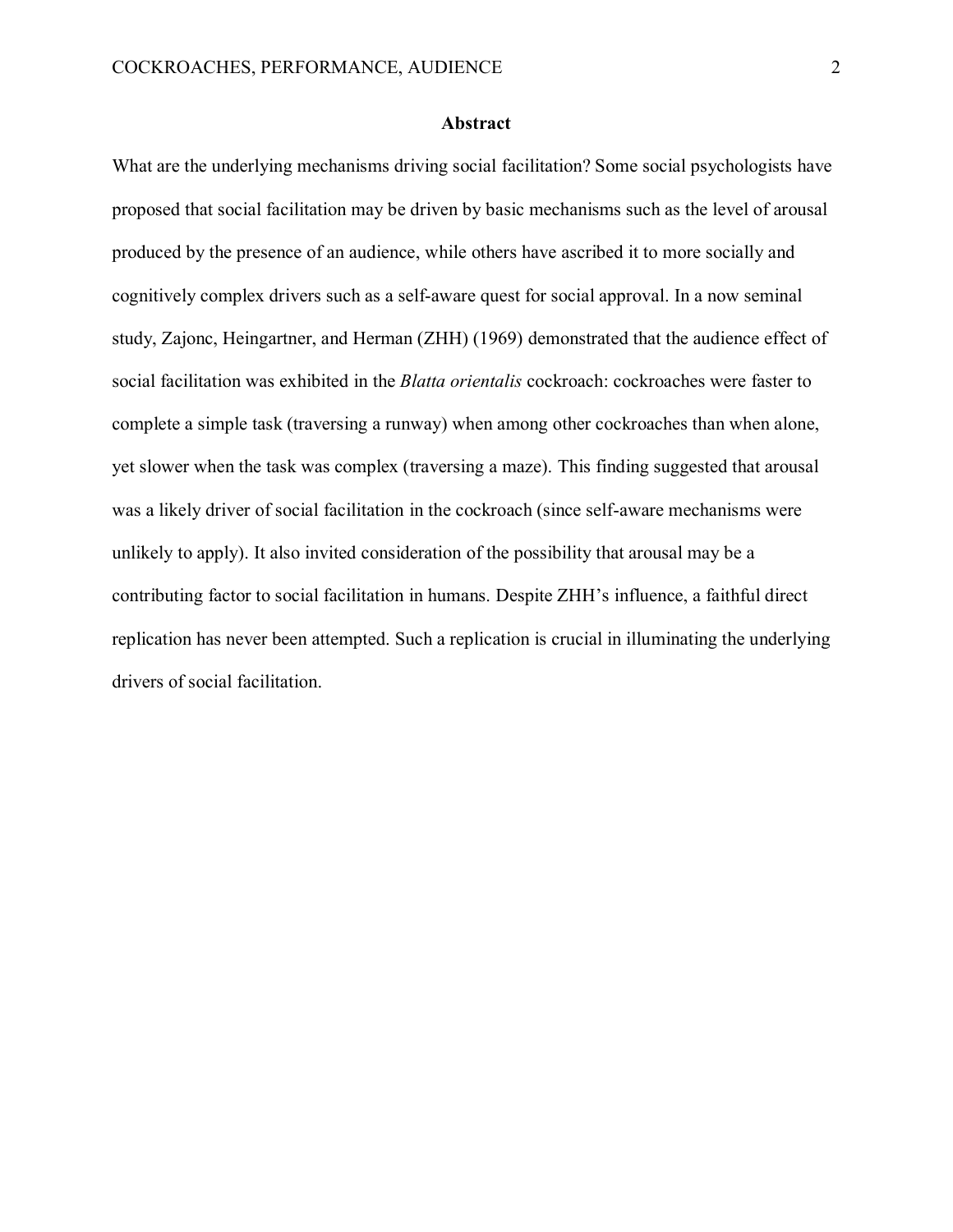# Abstract

What are the underlying mechanisms driving social facilitation? Some social psychologists have proposed that social facilitation may be driven by basic mechanisms such as the level of arousal produced by the presence of an audience, while others have ascribed it to more socially and cognitively complex drivers such as a self-aware quest for social approval. In a now seminal study, Zajonc, Heingartner, and Herman (ZHH) (1969) demonstrated that the audience effect of social facilitation was exhibited in the *Blatta orientalis* cockroach: cockroaches were faster to complete a simple task (traversing a runway) when among other cockroaches than when alone, yet slower when the task was complex (traversing a maze). This finding suggested that arousal was a likely driver of social facilitation in the cockroach (since self-aware mechanisms were unlikely to apply). It also invited consideration of the possibility that arousal may be a contributing factor to social facilitation in humans. Despite ZHH's influence, a faithful direct replication has never been attempted. Such a replication is crucial in illuminating the underlying drivers of social facilitation.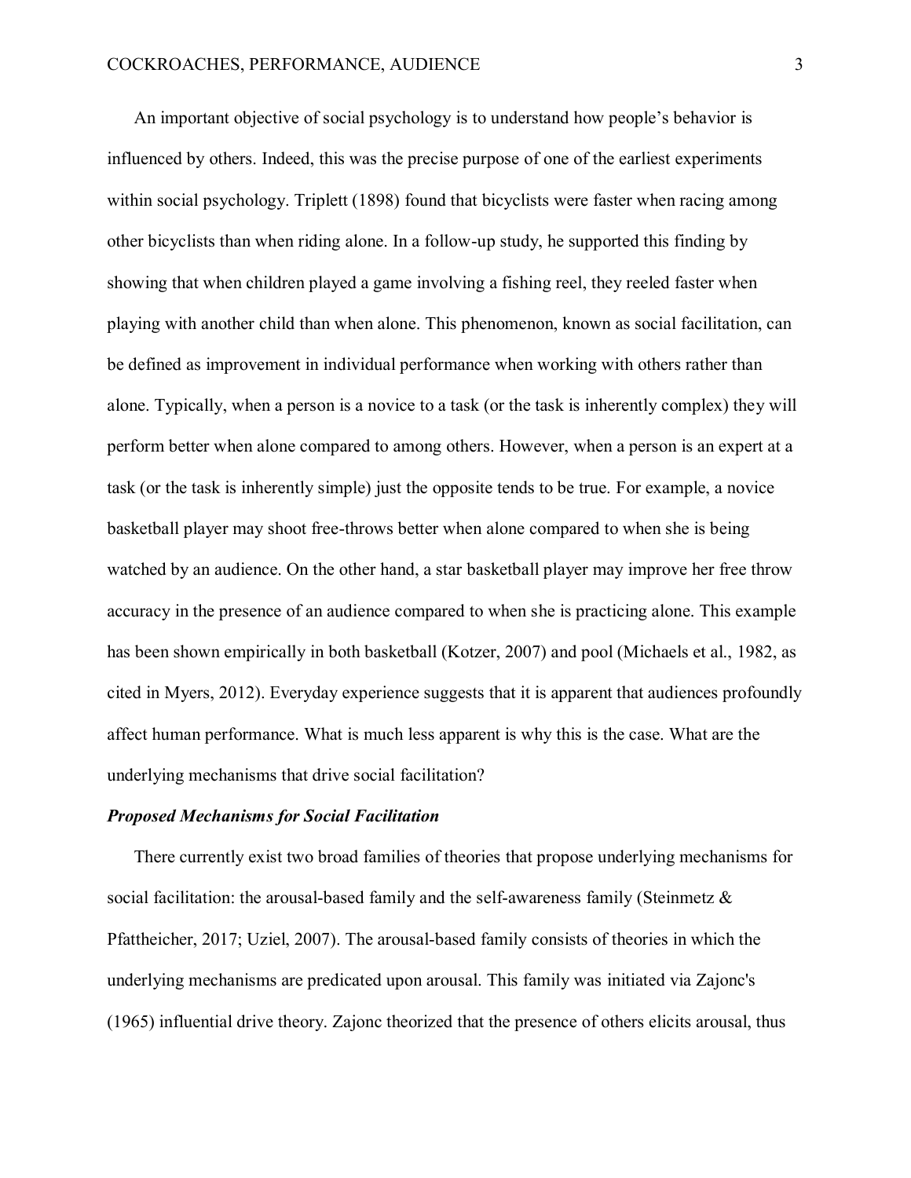An important objective of social psychology is to understand how people's behavior is influenced by others. Indeed, this was the precise purpose of one of the earliest experiments within social psychology. Triplett (1898) found that bicyclists were faster when racing among other bicyclists than when riding alone. In a follow-up study, he supported this finding by showing that when children played a game involving a fishing reel, they reeled faster when playing with another child than when alone. This phenomenon, known as social facilitation, can be defined as improvement in individual performance when working with others rather than alone. Typically, when a person is a novice to a task (or the task is inherently complex) they will perform better when alone compared to among others. However, when a person is an expert at a task (or the task is inherently simple) just the opposite tends to be true. For example, a novice basketball player may shoot free-throws better when alone compared to when she is being watched by an audience. On the other hand, a star basketball player may improve her free throw accuracy in the presence of an audience compared to when she is practicing alone. This example has been shown empirically in both basketball (Kotzer, 2007) and pool (Michaels et al., 1982, as cited in Myers, 2012). Everyday experience suggests that it is apparent that audiences profoundly affect human performance. What is much less apparent is why this is the case. What are the underlying mechanisms that drive social facilitation?

### *Proposed Mechanisms for Social Facilitation*

There currently exist two broad families of theories that propose underlying mechanisms for social facilitation: the arousal-based family and the self-awareness family (Steinmetz & Pfattheicher, 2017; Uziel, 2007). The arousal-based family consists of theories in which the underlying mechanisms are predicated upon arousal. This family was initiated via Zajonc's (1965) influential drive theory. Zajonc theorized that the presence of others elicits arousal, thus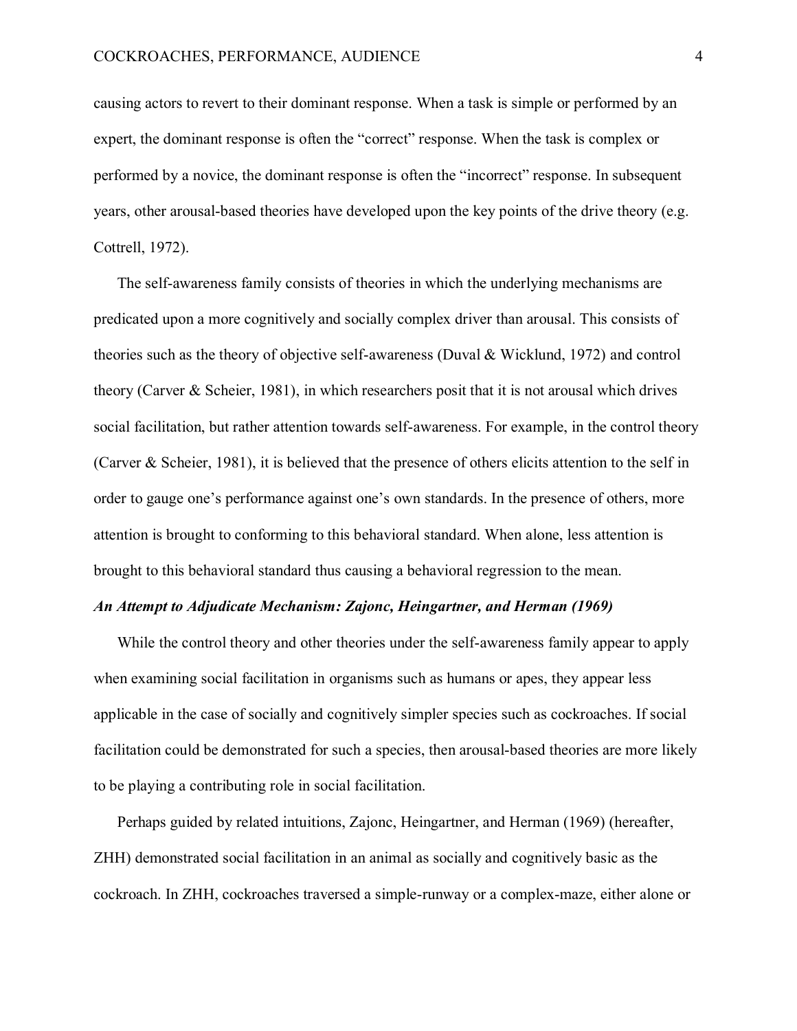causing actors to revert to their dominant response. When a task is simple or performed by an expert, the dominant response is often the "correct" response. When the task is complex or performed by a novice, the dominant response is often the "incorrect" response. In subsequent years, other arousal-based theories have developed upon the key points of the drive theory (e.g. Cottrell, 1972).

The self-awareness family consists of theories in which the underlying mechanisms are predicated upon a more cognitively and socially complex driver than arousal. This consists of theories such as the theory of objective self-awareness (Duval & Wicklund, 1972) and control theory (Carver & Scheier, 1981), in which researchers posit that it is not arousal which drives social facilitation, but rather attention towards self-awareness. For example, in the control theory (Carver & Scheier, 1981), it is believed that the presence of others elicits attention to the self in order to gauge one's performance against one's own standards. In the presence of others, more attention is brought to conforming to this behavioral standard. When alone, less attention is brought to this behavioral standard thus causing a behavioral regression to the mean.

***An Attempt to Adjudicate Mechanism: Zajonc, Heingartner, and Herman (1969)***

While the control theory and other theories under the self-awareness family appear to apply when examining social facilitation in organisms such as humans or apes, they appear less applicable in the case of socially and cognitively simpler species such as cockroaches. If social facilitation could be demonstrated for such a species, then arousal-based theories are more likely to be playing a contributing role in social facilitation.

Perhaps guided by related intuitions, Zajonc, Heingartner, and Herman (1969) (hereafter, ZHH) demonstrated social facilitation in an animal as socially and cognitively basic as the cockroach. In ZHH, cockroaches traversed a simple-runway or a complex-maze, either alone or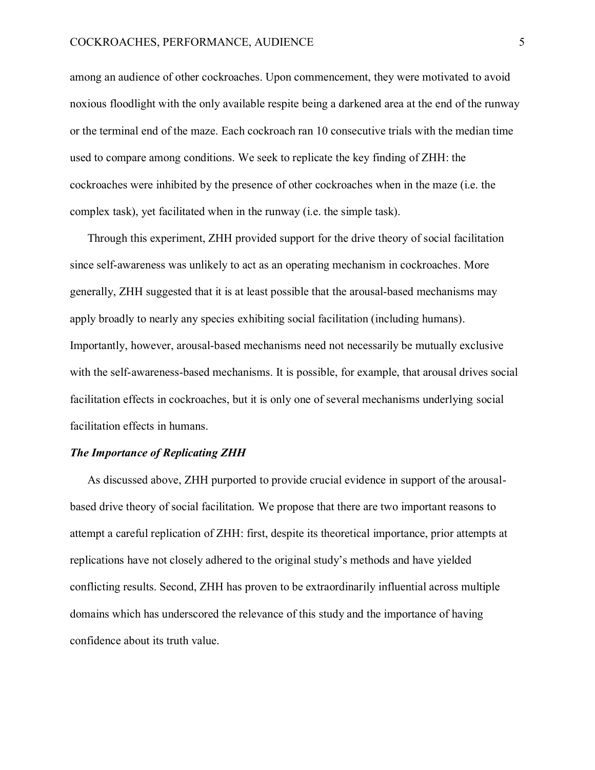among an audience of other cockroaches. Upon commencement, they were motivated to avoid noxious floodlight with the only available respite being a darkened area at the end of the runway or the terminal end of the maze. Each cockroach ran 10 consecutive trials with the median time used to compare among conditions. We seek to replicate the key finding of ZHH: the cockroaches were inhibited by the presence of other cockroaches when in the maze (i.e. the complex task), yet facilitated when in the runway (i.e. the simple task).

Through this experiment, ZHH provided support for the drive theory of social facilitation since self-awareness was unlikely to act as an operating mechanism in cockroaches. More generally, ZHH suggested that it is at least possible that the arousal-based mechanisms may apply broadly to nearly any species exhibiting social facilitation (including humans). Importantly, however, arousal-based mechanisms need not necessarily be mutually exclusive with the self-awareness-based mechanisms. It is possible, for example, that arousal drives social facilitation effects in cockroaches, but it is only one of several mechanisms underlying social facilitation effects in humans.

### *The Importance of Replicating ZHH*

As discussed above, ZHH purported to provide crucial evidence in support of the arousal-based drive theory of social facilitation. We propose that there are two important reasons to attempt a careful replication of ZHH: first, despite its theoretical importance, prior attempts at replications have not closely adhered to the original study's methods and have yielded conflicting results. Second, ZHH has proven to be extraordinarily influential across multiple domains which has underscored the relevance of this study and the importance of having confidence about its truth value.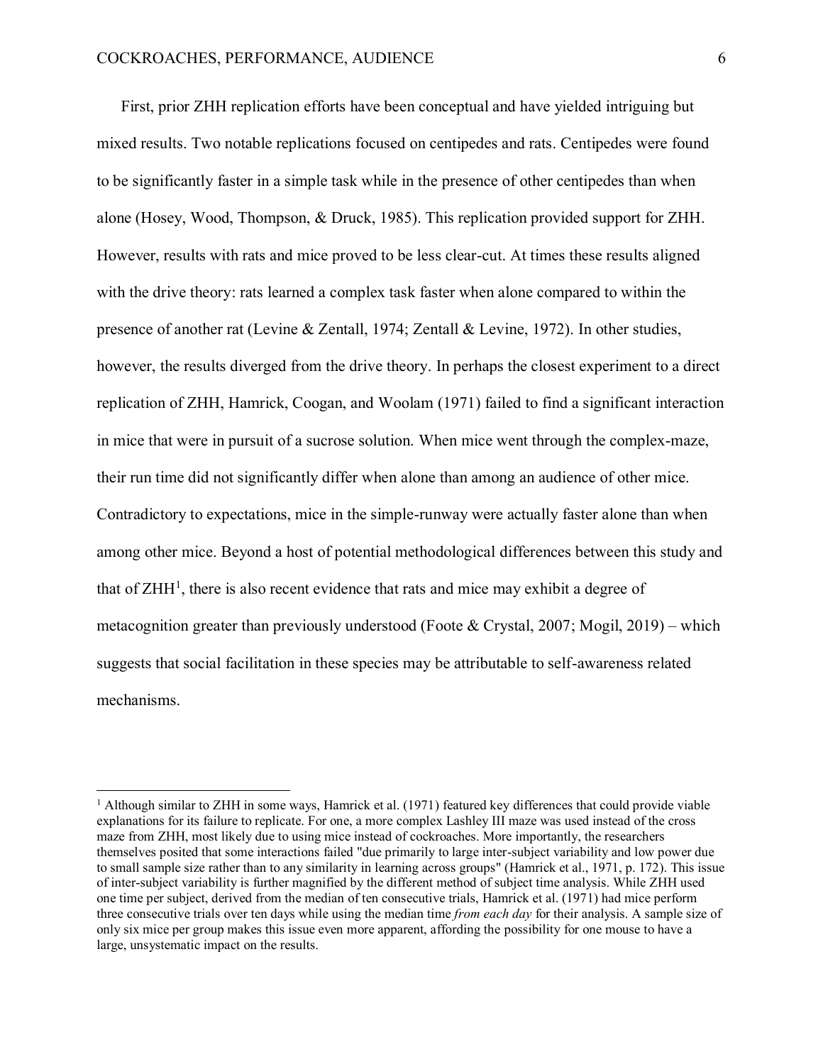First, prior ZHH replication efforts have been conceptual and have yielded intriguing but mixed results. Two notable replications focused on centipedes and rats. Centipedes were found to be significantly faster in a simple task while in the presence of other centipedes than when alone (Hosey, Wood, Thompson, & Druck, 1985). This replication provided support for ZHH. However, results with rats and mice proved to be less clear-cut. At times these results aligned with the drive theory: rats learned a complex task faster when alone compared to within the presence of another rat (Levine & Zentall, 1974; Zentall & Levine, 1972). In other studies, however, the results diverged from the drive theory. In perhaps the closest experiment to a direct replication of ZHH, Hamrick, Coogan, and Woolam (1971) failed to find a significant interaction in mice that were in pursuit of a sucrose solution. When mice went through the complex-maze, their run time did not significantly differ when alone than among an audience of other mice. Contradictory to expectations, mice in the simple-runway were actually faster alone than when among other mice. Beyond a host of potential methodological differences between this study and that of ZHH[1], there is also recent evidence that rats and mice may exhibit a degree of metacognition greater than previously understood (Foote & Crystal, 2007; Mogil, 2019) – which suggests that social facilitation in these species may be attributable to self-awareness related mechanisms.

---

[1] Although similar to ZHH in some ways, Hamrick et al. (1971) featured key differences that could provide viable explanations for its failure to replicate. For one, a more complex Lashley III maze was used instead of the cross maze from ZHH, most likely due to using mice instead of cockroaches. More importantly, the researchers themselves posited that some interactions failed "due primarily to large inter-subject variability and low power due to small sample size rather than to any similarity in learning across groups" (Hamrick et al., 1971, p. 172). This issue of inter-subject variability is further magnified by the different method of subject time analysis. While ZHH used one time per subject, derived from the median of ten consecutive trials, Hamrick et al. (1971) had mice perform three consecutive trials over ten days while using the median time *from each day* for their analysis. A sample size of only six mice per group makes this issue even more apparent, affording the possibility for one mouse to have a large, unsystematic impact on the results.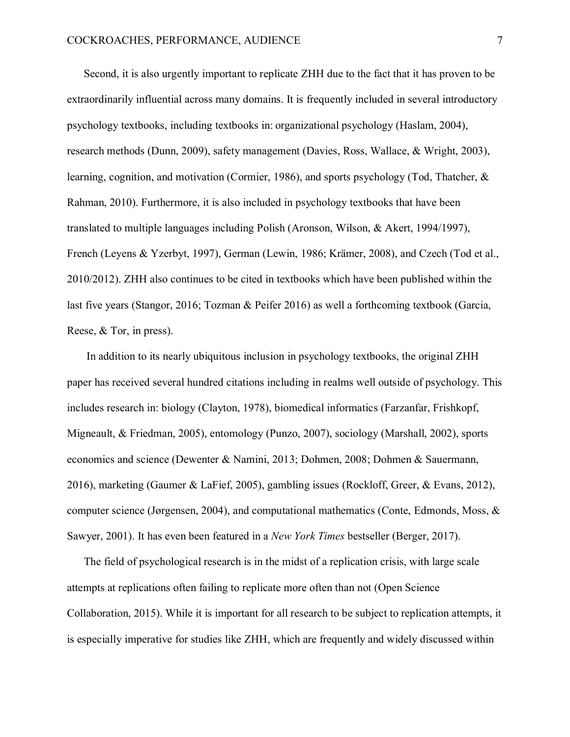Second, it is also urgently important to replicate ZHH due to the fact that it has proven to be extraordinarily influential across many domains. It is frequently included in several introductory psychology textbooks, including textbooks in: organizational psychology (Haslam, 2004), research methods (Dunn, 2009), safety management (Davies, Ross, Wallace, & Wright, 2003), learning, cognition, and motivation (Cormier, 1986), and sports psychology (Tod, Thatcher, & Rahman, 2010). Furthermore, it is also included in psychology textbooks that have been translated to multiple languages including Polish (Aronson, Wilson, & Akert, 1994/1997), French (Leyens & Yzerbyt, 1997), German (Lewin, 1986; Krämer, 2008), and Czech (Tod et al., 2010/2012). ZHH also continues to be cited in textbooks which have been published within the last five years (Stangor, 2016; Tozman & Peifer 2016) as well a forthcoming textbook (Garcia, Reese, & Tor, in press).

In addition to its nearly ubiquitous inclusion in psychology textbooks, the original ZHH paper has received several hundred citations including in realms well outside of psychology. This includes research in: biology (Clayton, 1978), biomedical informatics (Farzanfar, Frishkopf, Migneault, & Friedman, 2005), entomology (Punzo, 2007), sociology (Marshall, 2002), sports economics and science (Dewenter & Namini, 2013; Dohmen, 2008; Dohmen & Sauermann, 2016), marketing (Gaumer & LaFief, 2005), gambling issues (Rockloff, Greer, & Evans, 2012), computer science (Jørgensen, 2004), and computational mathematics (Conte, Edmonds, Moss, & Sawyer, 2001). It has even been featured in a *New York Times* bestseller (Berger, 2017).

The field of psychological research is in the midst of a replication crisis, with large scale attempts at replications often failing to replicate more often than not (Open Science Collaboration, 2015). While it is important for all research to be subject to replication attempts, it is especially imperative for studies like ZHH, which are frequently and widely discussed within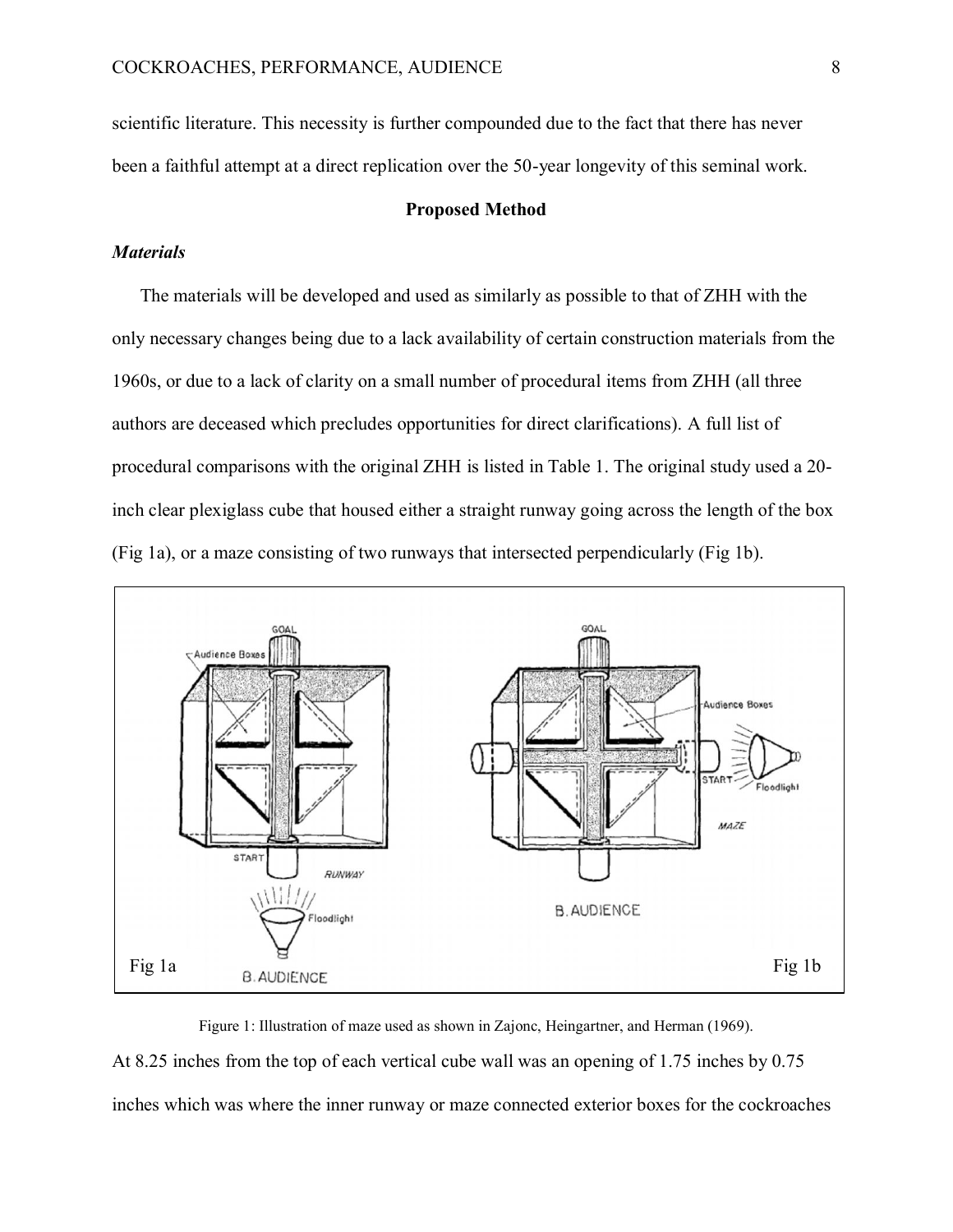scientific literature. This necessity is further compounded due to the fact that there has never been a faithful attempt at a direct replication over the 50-year longevity of this seminal work.

## Proposed Method

### *Materials*

The materials will be developed and used as similarly as possible to that of ZHH with the only necessary changes being due to a lack availability of certain construction materials from the 1960s, or due to a lack of clarity on a small number of procedural items from ZHH (all three authors are deceased which precludes opportunities for direct clarifications). A full list of procedural comparisons with the original ZHH is listed in Table 1. The original study used a 20-inch clear plexiglass cube that housed either a straight runway going across the length of the box (Fig 1a), or a maze consisting of two runways that intersected perpendicularly (Fig 1b).

Figure 1: Illustration of maze used as shown in Zajonc, Heingartner, and Herman (1969).

At 8.25 inches from the top of each vertical cube wall was an opening of 1.75 inches by 0.75 inches which was where the inner runway or maze connected exterior boxes for the cockroaches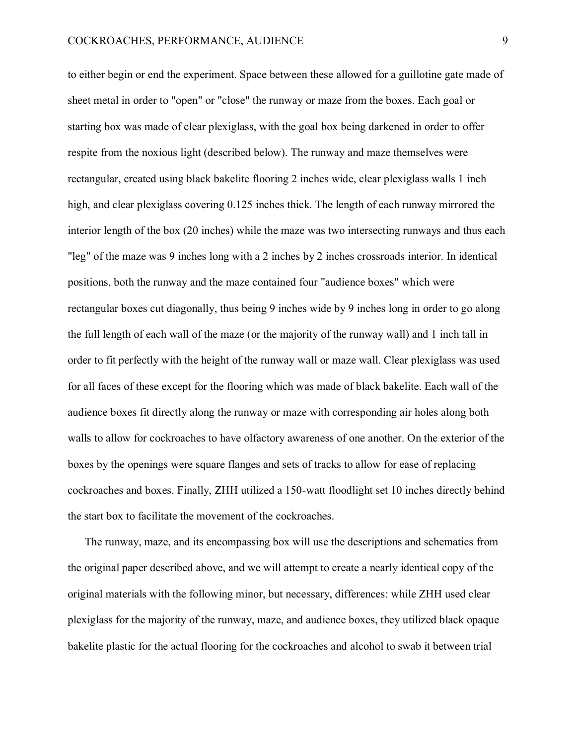to either begin or end the experiment. Space between these allowed for a guillotine gate made of sheet metal in order to "open" or "close" the runway or maze from the boxes. Each goal or starting box was made of clear plexiglass, with the goal box being darkened in order to offer respite from the noxious light (described below). The runway and maze themselves were rectangular, created using black bakelite flooring 2 inches wide, clear plexiglass walls 1 inch high, and clear plexiglass covering 0.125 inches thick. The length of each runway mirrored the interior length of the box (20 inches) while the maze was two intersecting runways and thus each "leg" of the maze was 9 inches long with a 2 inches by 2 inches crossroads interior. In identical positions, both the runway and the maze contained four "audience boxes" which were rectangular boxes cut diagonally, thus being 9 inches wide by 9 inches long in order to go along the full length of each wall of the maze (or the majority of the runway wall) and 1 inch tall in order to fit perfectly with the height of the runway wall or maze wall. Clear plexiglass was used for all faces of these except for the flooring which was made of black bakelite. Each wall of the audience boxes fit directly along the runway or maze with corresponding air holes along both walls to allow for cockroaches to have olfactory awareness of one another. On the exterior of the boxes by the openings were square flanges and sets of tracks to allow for ease of replacing cockroaches and boxes. Finally, ZHH utilized a 150-watt floodlight set 10 inches directly behind the start box to facilitate the movement of the cockroaches.

The runway, maze, and its encompassing box will use the descriptions and schematics from the original paper described above, and we will attempt to create a nearly identical copy of the original materials with the following minor, but necessary, differences: while ZHH used clear plexiglass for the majority of the runway, maze, and audience boxes, they utilized black opaque bakelite plastic for the actual flooring for the cockroaches and alcohol to swab it between trial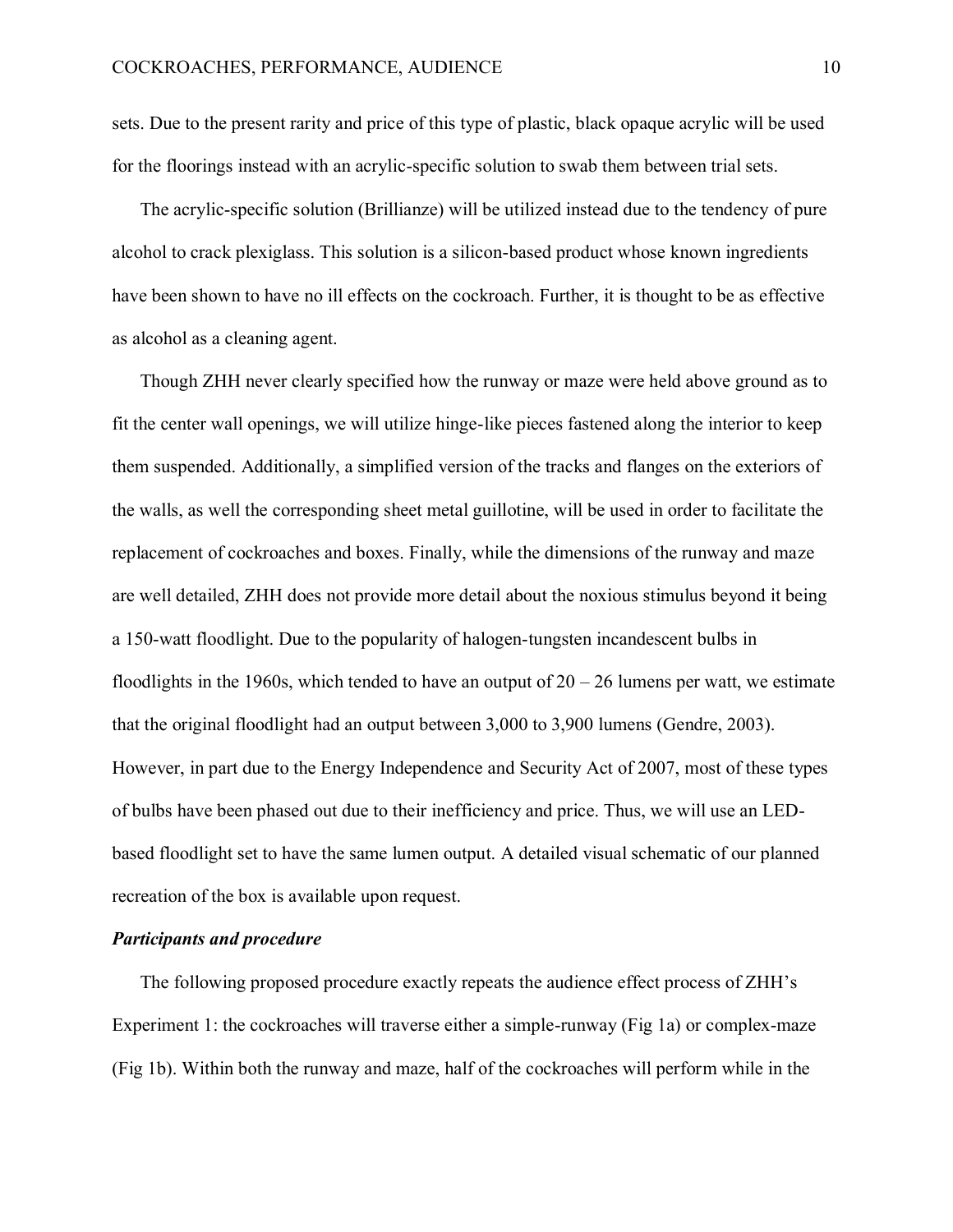sets. Due to the present rarity and price of this type of plastic, black opaque acrylic will be used for the floorings instead with an acrylic-specific solution to swab them between trial sets.

The acrylic-specific solution (Brillianze) will be utilized instead due to the tendency of pure alcohol to crack plexiglass. This solution is a silicon-based product whose known ingredients have been shown to have no ill effects on the cockroach. Further, it is thought to be as effective as alcohol as a cleaning agent.

Though ZHH never clearly specified how the runway or maze were held above ground as to fit the center wall openings, we will utilize hinge-like pieces fastened along the interior to keep them suspended. Additionally, a simplified version of the tracks and flanges on the exteriors of the walls, as well the corresponding sheet metal guillotine, will be used in order to facilitate the replacement of cockroaches and boxes. Finally, while the dimensions of the runway and maze are well detailed, ZHH does not provide more detail about the noxious stimulus beyond it being a 150-watt floodlight. Due to the popularity of halogen-tungsten incandescent bulbs in floodlights in the 1960s, which tended to have an output of 20 – 26 lumens per watt, we estimate that the original floodlight had an output between 3,000 to 3,900 lumens (Gendre, 2003). However, in part due to the Energy Independence and Security Act of 2007, most of these types of bulbs have been phased out due to their inefficiency and price. Thus, we will use an LED-based floodlight set to have the same lumen output. A detailed visual schematic of our planned recreation of the box is available upon request.

***Participants and procedure***

The following proposed procedure exactly repeats the audience effect process of ZHH's Experiment 1: the cockroaches will traverse either a simple-runway (Fig 1a) or complex-maze (Fig 1b). Within both the runway and maze, half of the cockroaches will perform while in the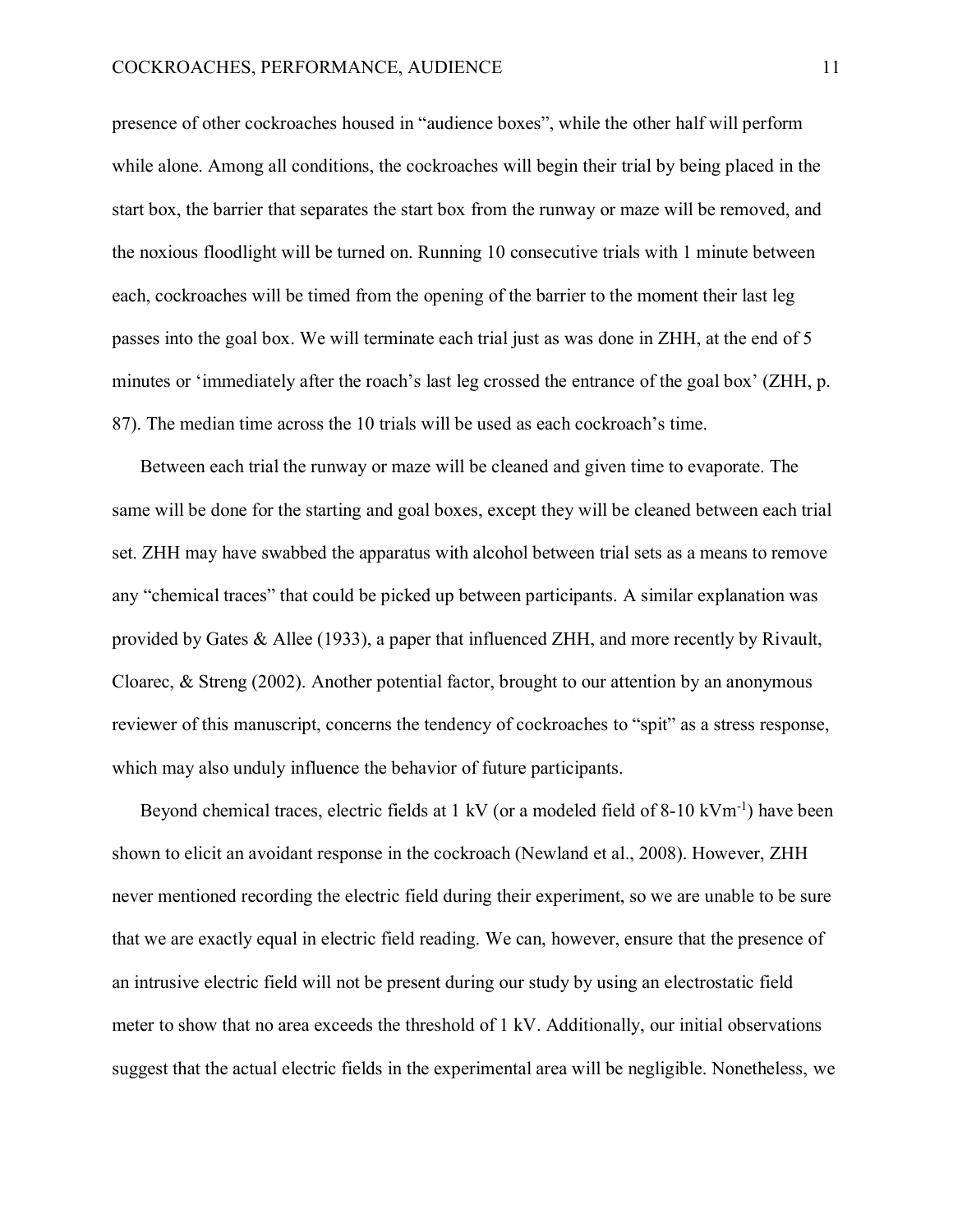presence of other cockroaches housed in "audience boxes", while the other half will perform while alone. Among all conditions, the cockroaches will begin their trial by being placed in the start box, the barrier that separates the start box from the runway or maze will be removed, and the noxious floodlight will be turned on. Running 10 consecutive trials with 1 minute between each, cockroaches will be timed from the opening of the barrier to the moment their last leg passes into the goal box. We will terminate each trial just as was done in ZHH, at the end of 5 minutes or 'immediately after the roach's last leg crossed the entrance of the goal box' (ZHH, p. 87). The median time across the 10 trials will be used as each cockroach's time.

Between each trial the runway or maze will be cleaned and given time to evaporate. The same will be done for the starting and goal boxes, except they will be cleaned between each trial set. ZHH may have swabbed the apparatus with alcohol between trial sets as a means to remove any "chemical traces" that could be picked up between participants. A similar explanation was provided by Gates & Allee (1933), a paper that influenced ZHH, and more recently by Rivault, Cloarec, & Streng (2002). Another potential factor, brought to our attention by an anonymous reviewer of this manuscript, concerns the tendency of cockroaches to "spit" as a stress response, which may also unduly influence the behavior of future participants.

Beyond chemical traces, electric fields at 1 kV (or a modeled field of 8-10 $kVm^{-1}$) have been shown to elicit an avoidant response in the cockroach (Newland et al., 2008). However, ZHH never mentioned recording the electric field during their experiment, so we are unable to be sure that we are exactly equal in electric field reading. We can, however, ensure that the presence of an intrusive electric field will not be present during our study by using an electrostatic field meter to show that no area exceeds the threshold of 1 kV. Additionally, our initial observations suggest that the actual electric fields in the experimental area will be negligible. Nonetheless, we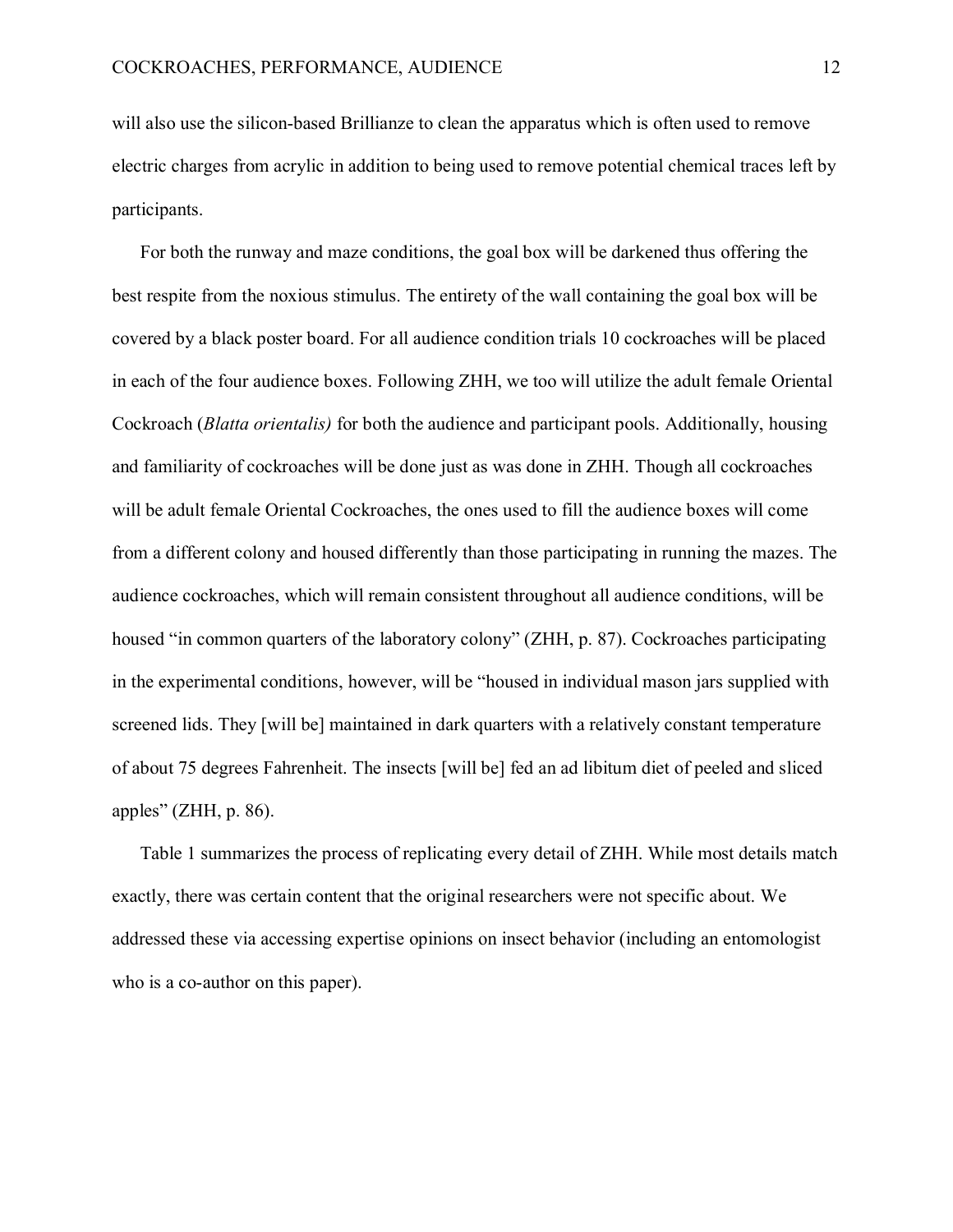will also use the silicon-based Brillianze to clean the apparatus which is often used to remove electric charges from acrylic in addition to being used to remove potential chemical traces left by participants.

For both the runway and maze conditions, the goal box will be darkened thus offering the best respite from the noxious stimulus. The entirety of the wall containing the goal box will be covered by a black poster board. For all audience condition trials 10 cockroaches will be placed in each of the four audience boxes. Following ZHH, we too will utilize the adult female Oriental Cockroach (*Blatta orientalis)* for both the audience and participant pools. Additionally, housing and familiarity of cockroaches will be done just as was done in ZHH. Though all cockroaches will be adult female Oriental Cockroaches, the ones used to fill the audience boxes will come from a different colony and housed differently than those participating in running the mazes. The audience cockroaches, which will remain consistent throughout all audience conditions, will be housed "in common quarters of the laboratory colony" (ZHH, p. 87). Cockroaches participating in the experimental conditions, however, will be "housed in individual mason jars supplied with screened lids. They [will be] maintained in dark quarters with a relatively constant temperature of about 75 degrees Fahrenheit. The insects [will be] fed an ad libitum diet of peeled and sliced apples" (ZHH, p. 86).

Table 1 summarizes the process of replicating every detail of ZHH. While most details match exactly, there was certain content that the original researchers were not specific about. We addressed these via accessing expertise opinions on insect behavior (including an entomologist who is a co-author on this paper).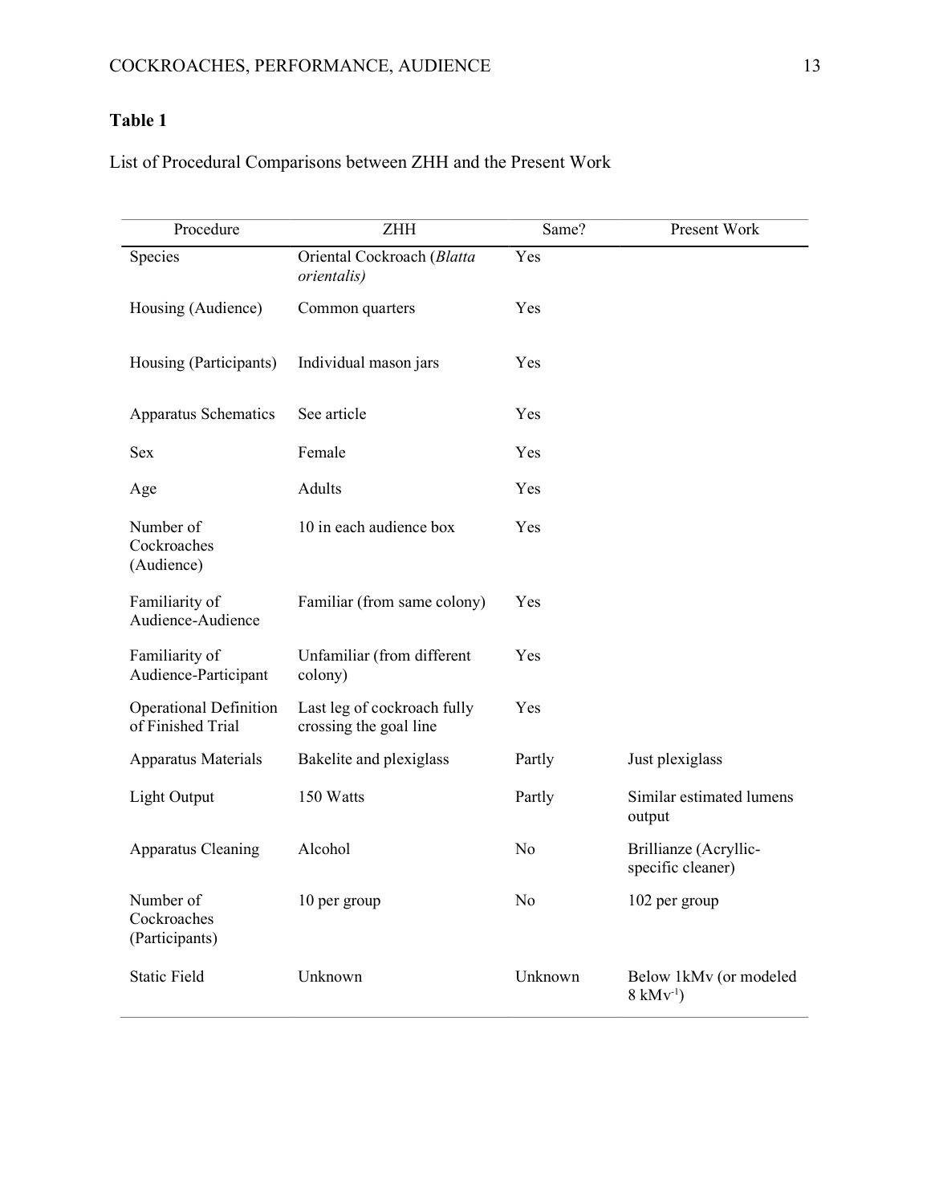**Table 1**

List of Procedural Comparisons between ZHH and the Present Work

| Procedure | ZHH | Same? | Present Work |
|---|---|---|---|
| Species | Oriental Cockroach (*Blatta orientalis)* | Yes | |
| Housing (Audience) | Common quarters | Yes | |
| Housing (Participants) | Individual mason jars | Yes | |
| Apparatus Schematics | See article | Yes | |
| Sex | Female | Yes | |
| Age | Adults | Yes | |
| Number of Cockroaches (Audience) | 10 in each audience box | Yes | |
| Familiarity of Audience-Audience | Familiar (from same colony) | Yes | |
| Familiarity of Audience-Participant | Unfamiliar (from different colony) | Yes | |
| Operational Definition of Finished Trial | Last leg of cockroach fully crossing the goal line | Yes | |
| Apparatus Materials | Bakelite and plexiglass | Partly | Just plexiglass |
| Light Output | 150 Watts | Partly | Similar estimated lumens output |
| Apparatus Cleaning | Alcohol | No | Brillianze (Acryllic-specific cleaner) |
| Number of Cockroaches (Participants) | 10 per group | No | 102 per group |
| Static Field | Unknown | Unknown | Below 1kMv (or modeled 8 $kMv^{-1}$) |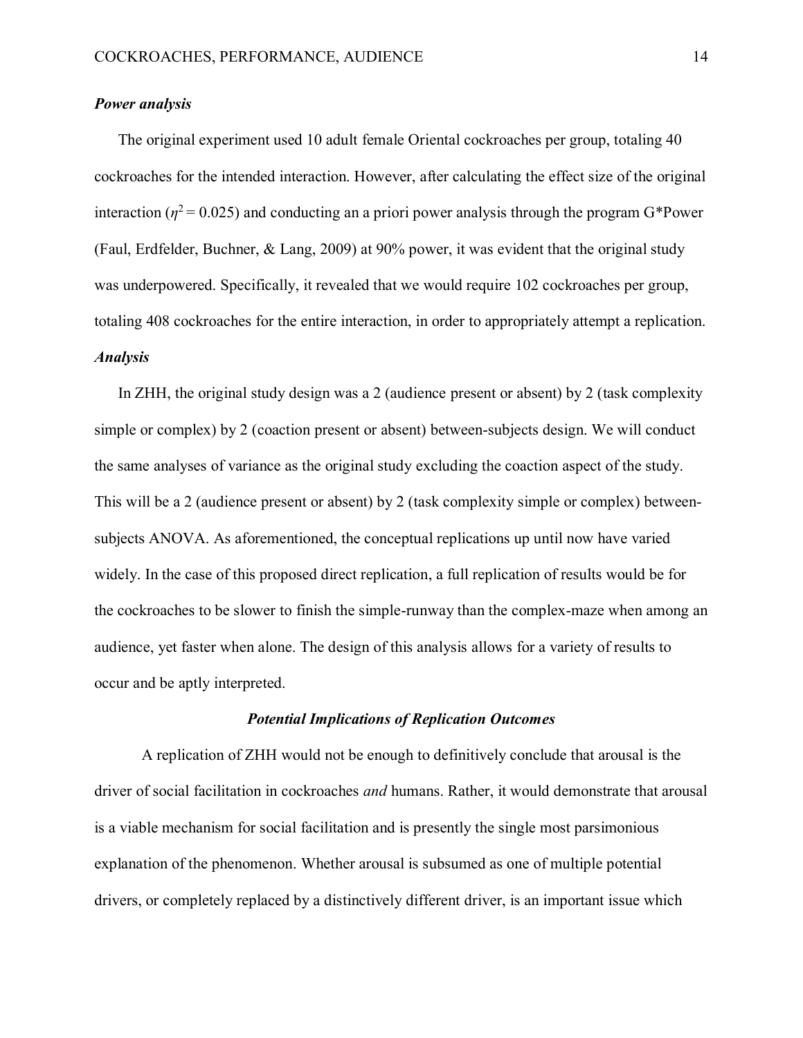***Power analysis***

The original experiment used 10 adult female Oriental cockroaches per group, totaling 40 cockroaches for the intended interaction. However, after calculating the effect size of the original interaction ($\eta^2 = 0.025$) and conducting an a priori power analysis through the program G*Power (Faul, Erdfelder, Buchner, & Lang, 2009) at 90% power, it was evident that the original study was underpowered. Specifically, it revealed that we would require 102 cockroaches per group, totaling 408 cockroaches for the entire interaction, in order to appropriately attempt a replication.

***Analysis***

In ZHH, the original study design was a 2 (audience present or absent) by 2 (task complexity simple or complex) by 2 (coaction present or absent) between-subjects design. We will conduct the same analyses of variance as the original study excluding the coaction aspect of the study. This will be a 2 (audience present or absent) by 2 (task complexity simple or complex) between-subjects ANOVA. As aforementioned, the conceptual replications up until now have varied widely. In the case of this proposed direct replication, a full replication of results would be for the cockroaches to be slower to finish the simple-runway than the complex-maze when among an audience, yet faster when alone. The design of this analysis allows for a variety of results to occur and be aptly interpreted.

## ***Potential Implications of Replication Outcomes***

A replication of ZHH would not be enough to definitively conclude that arousal is the driver of social facilitation in cockroaches *and* humans. Rather, it would demonstrate that arousal is a viable mechanism for social facilitation and is presently the single most parsimonious explanation of the phenomenon. Whether arousal is subsumed as one of multiple potential drivers, or completely replaced by a distinctively different driver, is an important issue which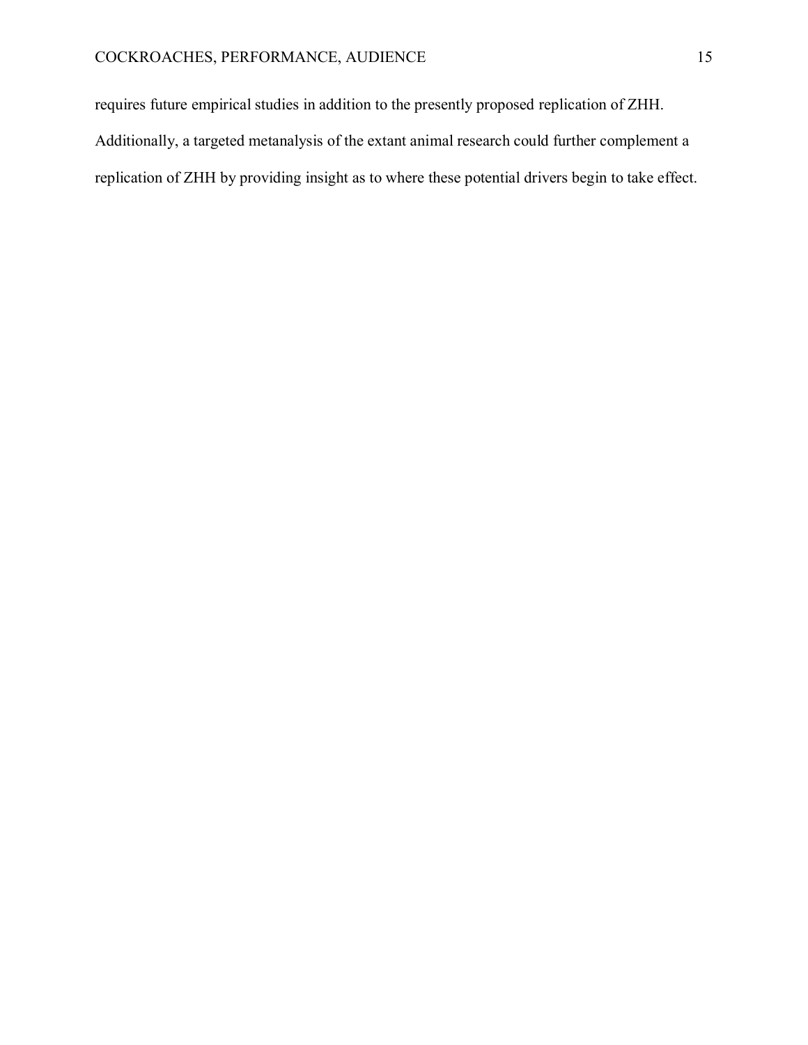requires future empirical studies in addition to the presently proposed replication of ZHH. Additionally, a targeted metanalysis of the extant animal research could further complement a replication of ZHH by providing insight as to where these potential drivers begin to take effect.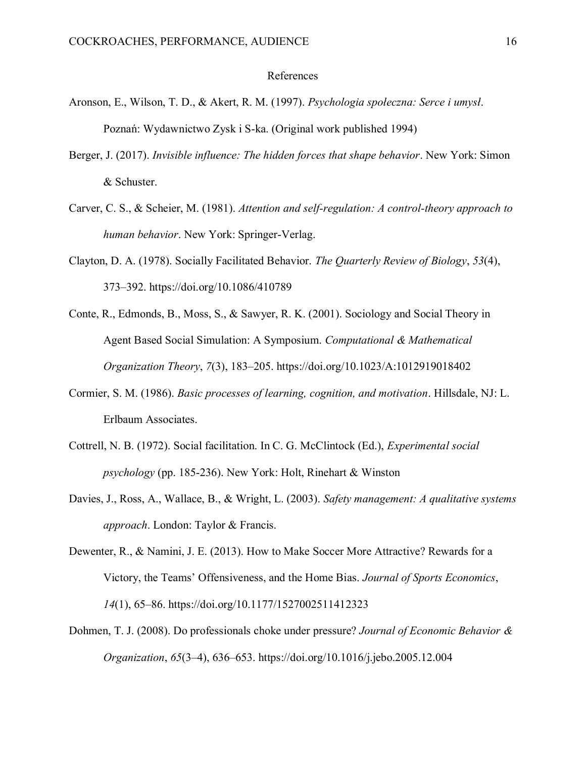# References

Aronson, E., Wilson, T. D., & Akert, R. M. (1997). *Psychologia społeczna: Serce i umysł*. Poznań: Wydawnictwo Zysk i S-ka. (Original work published 1994)

Berger, J. (2017). *Invisible influence: The hidden forces that shape behavior*. New York: Simon & Schuster.

Carver, C. S., & Scheier, M. (1981). *Attention and self-regulation: A control-theory approach to human behavior*. New York: Springer-Verlag.

Clayton, D. A. (1978). Socially Facilitated Behavior. *The Quarterly Review of Biology*, *53*(4), 373–392. https://doi.org/10.1086/410789

Conte, R., Edmonds, B., Moss, S., & Sawyer, R. K. (2001). Sociology and Social Theory in Agent Based Social Simulation: A Symposium. *Computational & Mathematical Organization Theory*, *7*(3), 183–205. https://doi.org/10.1023/A:1012919018402

Cormier, S. M. (1986). *Basic processes of learning, cognition, and motivation*. Hillsdale, NJ: L. Erlbaum Associates.

Cottrell, N. B. (1972). Social facilitation. In C. G. McClintock (Ed.), *Experimental social psychology* (pp. 185-236). New York: Holt, Rinehart & Winston

Davies, J., Ross, A., Wallace, B., & Wright, L. (2003). *Safety management: A qualitative systems approach*. London: Taylor & Francis.

Dewenter, R., & Namini, J. E. (2013). How to Make Soccer More Attractive? Rewards for a Victory, the Teams' Offensiveness, and the Home Bias. *Journal of Sports Economics*, *14*(1), 65–86. https://doi.org/10.1177/1527002511412323

Dohmen, T. J. (2008). Do professionals choke under pressure? *Journal of Economic Behavior & Organization*, *65*(3–4), 636–653. https://doi.org/10.1016/j.jebo.2005.12.004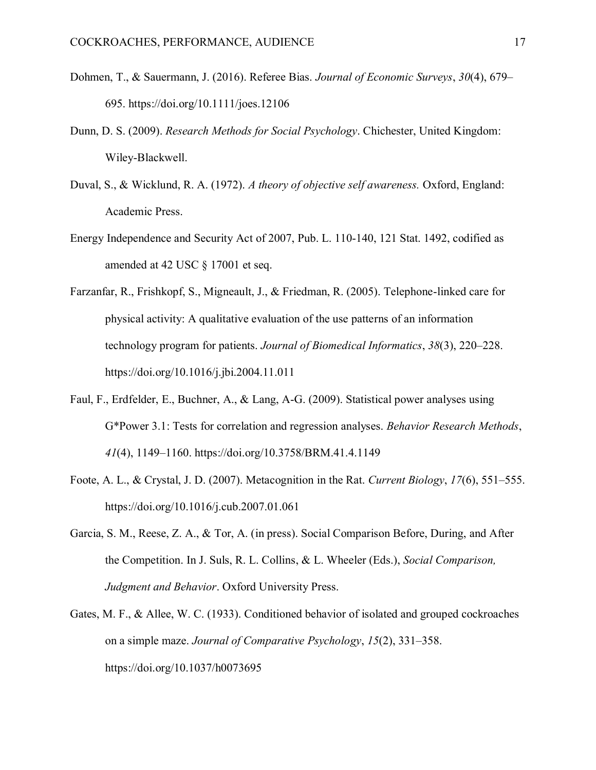Dohmen, T., & Sauermann, J. (2016). Referee Bias. *Journal of Economic Surveys*, *30*(4), 679–695. https://doi.org/10.1111/joes.12106

Dunn, D. S. (2009). *Research Methods for Social Psychology*. Chichester, United Kingdom: Wiley-Blackwell.

Duval, S., & Wicklund, R. A. (1972). *A theory of objective self awareness.* Oxford, England: Academic Press.

Energy Independence and Security Act of 2007, Pub. L. 110-140, 121 Stat. 1492, codified as amended at 42 USC § 17001 et seq.

Farzanfar, R., Frishkopf, S., Migneault, J., & Friedman, R. (2005). Telephone-linked care for physical activity: A qualitative evaluation of the use patterns of an information technology program for patients. *Journal of Biomedical Informatics*, *38*(3), 220–228. https://doi.org/10.1016/j.jbi.2004.11.011

Faul, F., Erdfelder, E., Buchner, A., & Lang, A-G. (2009). Statistical power analyses using G*Power 3.1: Tests for correlation and regression analyses. *Behavior Research Methods*, *41*(4), 1149–1160. https://doi.org/10.3758/BRM.41.4.1149

Foote, A. L., & Crystal, J. D. (2007). Metacognition in the Rat. *Current Biology*, *17*(6), 551–555. https://doi.org/10.1016/j.cub.2007.01.061

Garcia, S. M., Reese, Z. A., & Tor, A. (in press). Social Comparison Before, During, and After the Competition. In J. Suls, R. L. Collins, & L. Wheeler (Eds.), *Social Comparison, Judgment and Behavior*. Oxford University Press.

Gates, M. F., & Allee, W. C. (1933). Conditioned behavior of isolated and grouped cockroaches on a simple maze. *Journal of Comparative Psychology*, *15*(2), 331–358. https://doi.org/10.1037/h0073695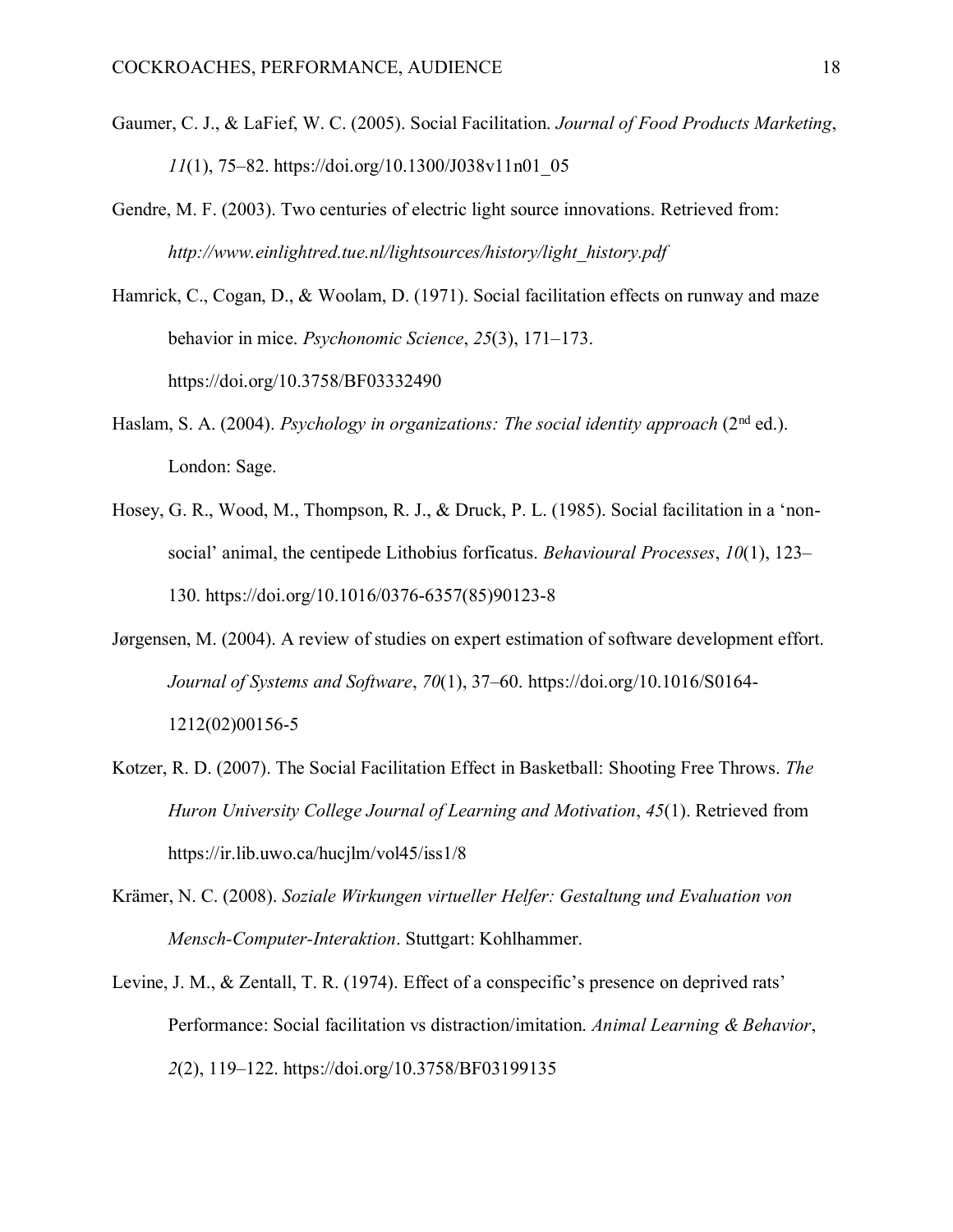Gaumer, C. J., & LaFief, W. C. (2005). Social Facilitation. *Journal of Food Products Marketing*, *11*(1), 75–82. https://doi.org/10.1300/J038v11n01_05

Gendre, M. F. (2003). Two centuries of electric light source innovations. Retrieved from: *http://www.einlightred.tue.nl/lightsources/history/light_history.pdf*

Hamrick, C., Cogan, D., & Woolam, D. (1971). Social facilitation effects on runway and maze behavior in mice. *Psychonomic Science*, *25*(3), 171–173. https://doi.org/10.3758/BF03332490

Haslam, S. A. (2004). *Psychology in organizations: The social identity approach* (2nd ed.). London: Sage.

Hosey, G. R., Wood, M., Thompson, R. J., & Druck, P. L. (1985). Social facilitation in a 'non-social' animal, the centipede Lithobius forficatus. *Behavioural Processes*, *10*(1), 123–130. https://doi.org/10.1016/0376-6357(85)90123-8

Jørgensen, M. (2004). A review of studies on expert estimation of software development effort. *Journal of Systems and Software*, *70*(1), 37–60. https://doi.org/10.1016/S0164-1212(02)00156-5

Kotzer, R. D. (2007). The Social Facilitation Effect in Basketball: Shooting Free Throws. *The Huron University College Journal of Learning and Motivation*, *45*(1). Retrieved from https://ir.lib.uwo.ca/hucjlm/vol45/iss1/8

Krämer, N. C. (2008). *Soziale Wirkungen virtueller Helfer: Gestaltung und Evaluation von Mensch-Computer-Interaktion*. Stuttgart: Kohlhammer.

Levine, J. M., & Zentall, T. R. (1974). Effect of a conspecific's presence on deprived rats' Performance: Social facilitation vs distraction/imitation. *Animal Learning & Behavior*, *2*(2), 119–122. https://doi.org/10.3758/BF03199135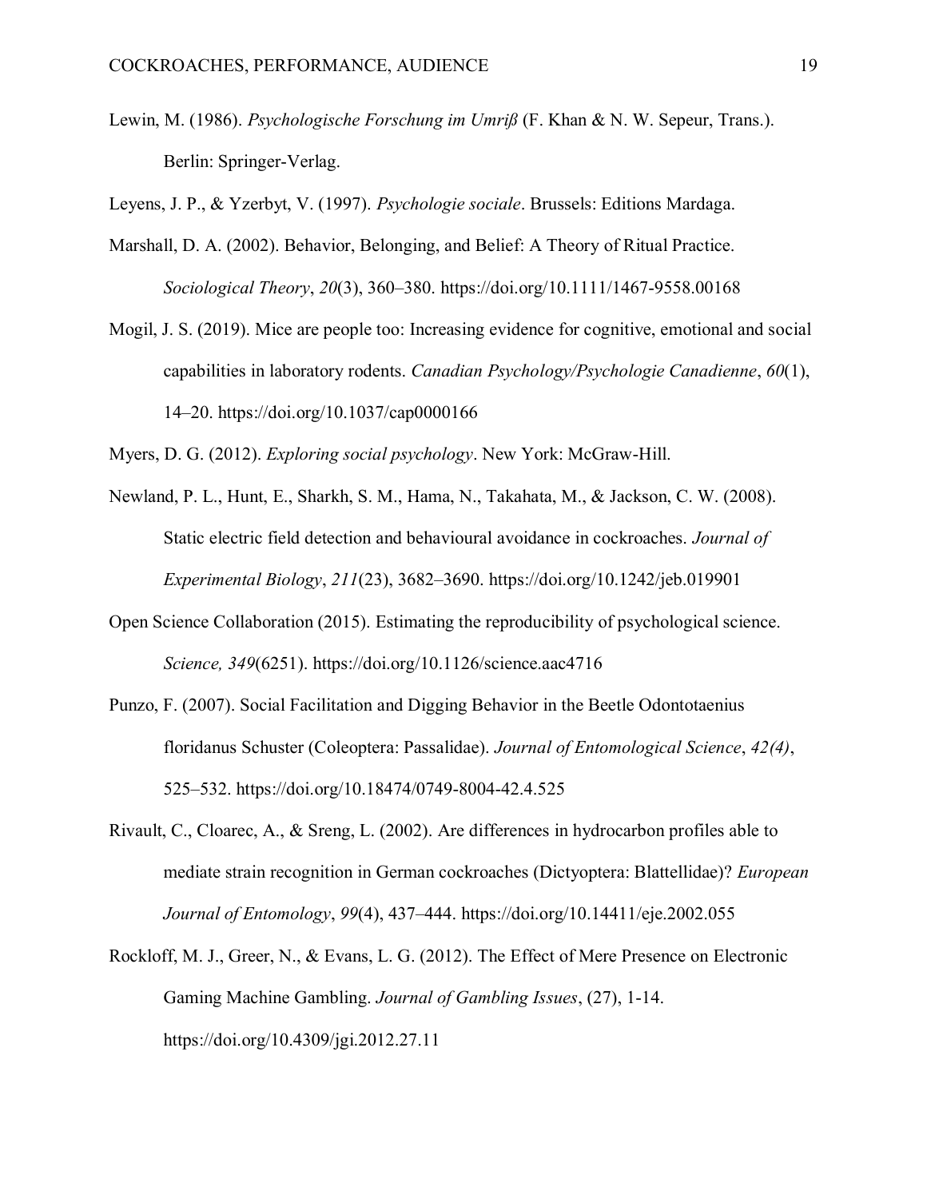Lewin, M. (1986). *Psychologische Forschung im Umriß* (F. Khan & N. W. Sepeur, Trans.). Berlin: Springer-Verlag.

Leyens, J. P., & Yzerbyt, V. (1997). *Psychologie sociale*. Brussels: Editions Mardaga.

Marshall, D. A. (2002). Behavior, Belonging, and Belief: A Theory of Ritual Practice. *Sociological Theory*, *20*(3), 360–380. https://doi.org/10.1111/1467-9558.00168

Mogil, J. S. (2019). Mice are people too: Increasing evidence for cognitive, emotional and social capabilities in laboratory rodents. *Canadian Psychology/Psychologie Canadienne*, *60*(1), 14–20. https://doi.org/10.1037/cap0000166

Myers, D. G. (2012). *Exploring social psychology*. New York: McGraw-Hill.

Newland, P. L., Hunt, E., Sharkh, S. M., Hama, N., Takahata, M., & Jackson, C. W. (2008). Static electric field detection and behavioural avoidance in cockroaches. *Journal of Experimental Biology*, *211*(23), 3682–3690. https://doi.org/10.1242/jeb.019901

Open Science Collaboration (2015). Estimating the reproducibility of psychological science. *Science, 349*(6251). https://doi.org/10.1126/science.aac4716

Punzo, F. (2007). Social Facilitation and Digging Behavior in the Beetle Odontotaenius floridanus Schuster (Coleoptera: Passalidae). *Journal of Entomological Science*, *42(4)*, 525–532. https://doi.org/10.18474/0749-8004-42.4.525

Rivault, C., Cloarec, A., & Sreng, L. (2002). Are differences in hydrocarbon profiles able to mediate strain recognition in German cockroaches (Dictyoptera: Blattellidae)? *European Journal of Entomology*, *99*(4), 437–444. https://doi.org/10.14411/eje.2002.055

Rockloff, M. J., Greer, N., & Evans, L. G. (2012). The Effect of Mere Presence on Electronic Gaming Machine Gambling. *Journal of Gambling Issues*, (27), 1-14. https://doi.org/10.4309/jgi.2012.27.11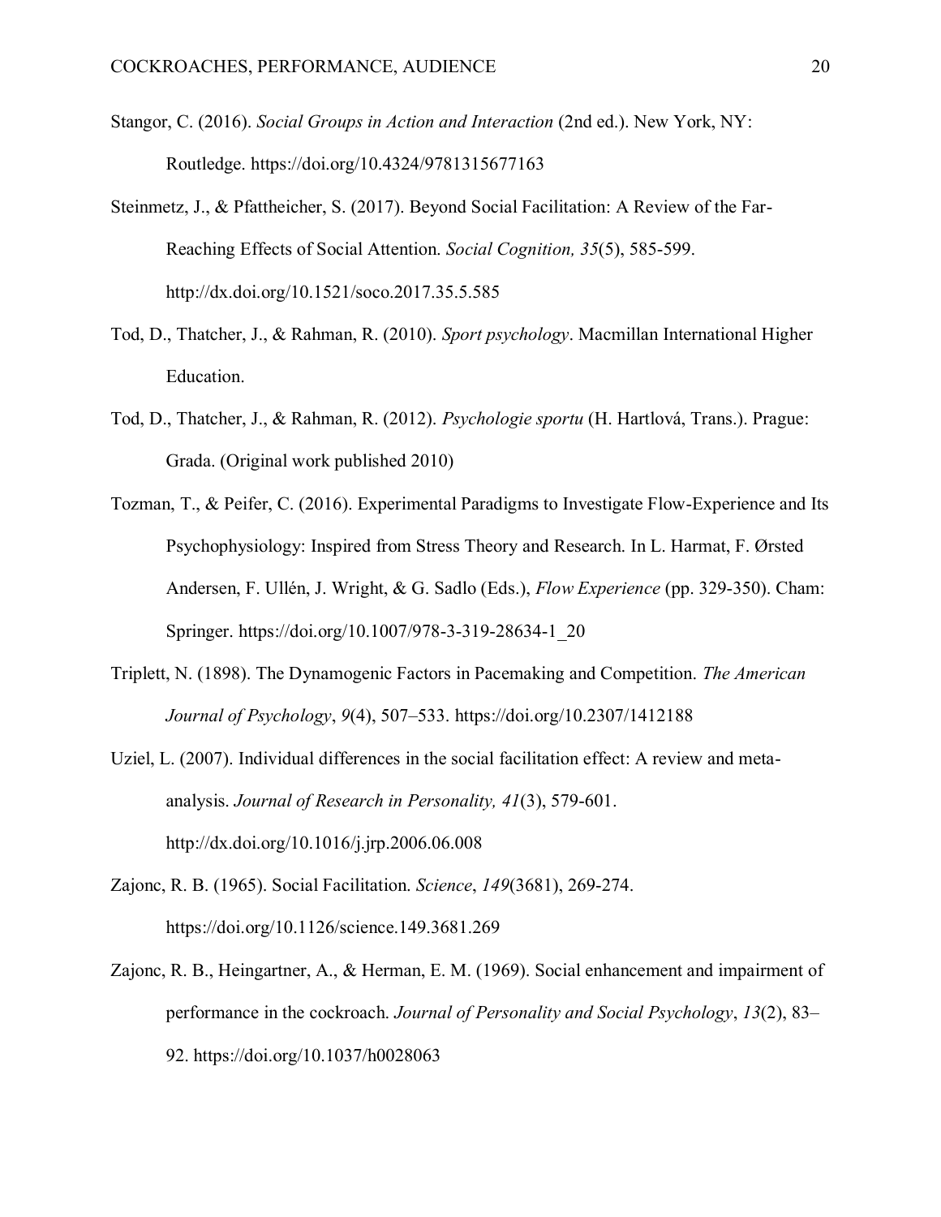Stangor, C. (2016). *Social Groups in Action and Interaction* (2nd ed.). New York, NY: Routledge. https://doi.org/10.4324/9781315677163

Steinmetz, J., & Pfattheicher, S. (2017). Beyond Social Facilitation: A Review of the Far-Reaching Effects of Social Attention. *Social Cognition, 35*(5), 585-599. http://dx.doi.org/10.1521/soco.2017.35.5.585

Tod, D., Thatcher, J., & Rahman, R. (2010). *Sport psychology*. Macmillan International Higher Education.

Tod, D., Thatcher, J., & Rahman, R. (2012). *Psychologie sportu* (H. Hartlová, Trans.). Prague: Grada. (Original work published 2010)

Tozman, T., & Peifer, C. (2016). Experimental Paradigms to Investigate Flow-Experience and Its Psychophysiology: Inspired from Stress Theory and Research. In L. Harmat, F. Ørsted Andersen, F. Ullén, J. Wright, & G. Sadlo (Eds.), *Flow Experience* (pp. 329-350). Cham: Springer. https://doi.org/10.1007/978-3-319-28634-1_20

Triplett, N. (1898). The Dynamogenic Factors in Pacemaking and Competition. *The American Journal of Psychology*, *9*(4), 507–533. https://doi.org/10.2307/1412188

Uziel, L. (2007). Individual differences in the social facilitation effect: A review and meta-analysis. *Journal of Research in Personality, 41*(3), 579-601. http://dx.doi.org/10.1016/j.jrp.2006.06.008

Zajonc, R. B. (1965). Social Facilitation. *Science*, *149*(3681), 269-274. https://doi.org/10.1126/science.149.3681.269

Zajonc, R. B., Heingartner, A., & Herman, E. M. (1969). Social enhancement and impairment of performance in the cockroach. *Journal of Personality and Social Psychology*, *13*(2), 83–92. https://doi.org/10.1037/h0028063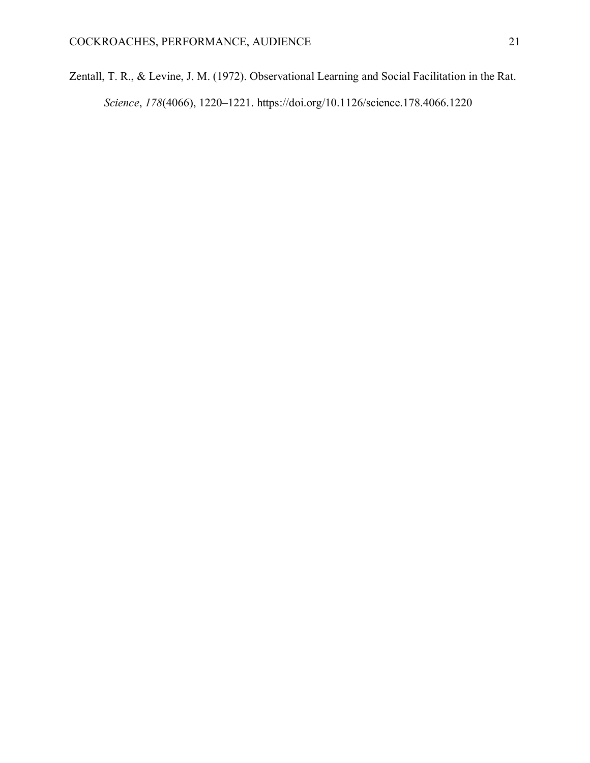Zentall, T. R., & Levine, J. M. (1972). Observational Learning and Social Facilitation in the Rat. *Science*, *178*(4066), 1220–1221. https://doi.org/10.1126/science.178.4066.1220